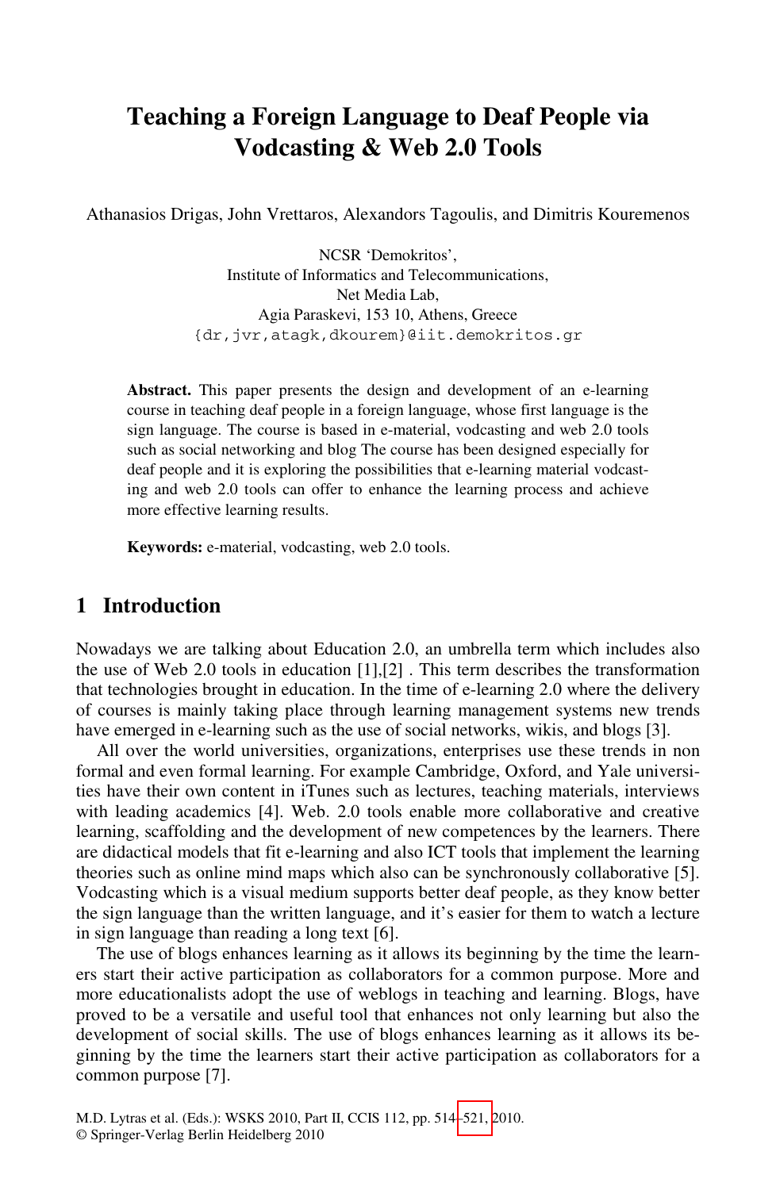# Teaching a Foreign Language to Deaf People via Vodcasting & Web 2.0 Tools

Athanasios Drigas, John Vrettaros, Alexandors Tagoulis, and Dimitris Kouremenos

NCSR 'Demokritos',
Institute of Informatics and Telecommunications,
Net Media Lab,
Agia Paraskevi, 153 10, Athens, Greece
{dr,jvr,atagk,dkourem}@iit.demokritos.gr

**Abstract.** This paper presents the design and development of an e-learning course in teaching deaf people in a foreign language, whose first language is the sign language. The course is based in e-material, vodcasting and web 2.0 tools such as social networking and blog The course has been designed especially for deaf people and it is exploring the possibilities that e-learning material vodcasting and web 2.0 tools can offer to enhance the learning process and achieve more effective learning results.

**Keywords:** e-material, vodcasting, web 2.0 tools.

## 1 Introduction

Nowadays we are talking about Education 2.0, an umbrella term which includes also the use of Web 2.0 tools in education [1],[2] . This term describes the transformation that technologies brought in education. In the time of e-learning 2.0 where the delivery of courses is mainly taking place through learning management systems new trends have emerged in e-learning such as the use of social networks, wikis, and blogs [3].

All over the world universities, organizations, enterprises use these trends in non formal and even formal learning. For example Cambridge, Oxford, and Yale universities have their own content in iTunes such as lectures, teaching materials, interviews with leading academics [4]. Web. 2.0 tools enable more collaborative and creative learning, scaffolding and the development of new competences by the learners. There are didactical models that fit e-learning and also ICT tools that implement the learning theories such as online mind maps which also can be synchronously collaborative [5]. Vodcasting which is a visual medium supports better deaf people, as they know better the sign language than the written language, and it's easier for them to watch a lecture in sign language than reading a long text [6].

The use of blogs enhances learning as it allows its beginning by the time the learners start their active participation as collaborators for a common purpose. More and more educationalists adopt the use of weblogs in teaching and learning. Blogs, have proved to be a versatile and useful tool that enhances not only learning but also the development of social skills. The use of blogs enhances learning as it allows its beginning by the time the learners start their active participation as collaborators for a common purpose [7].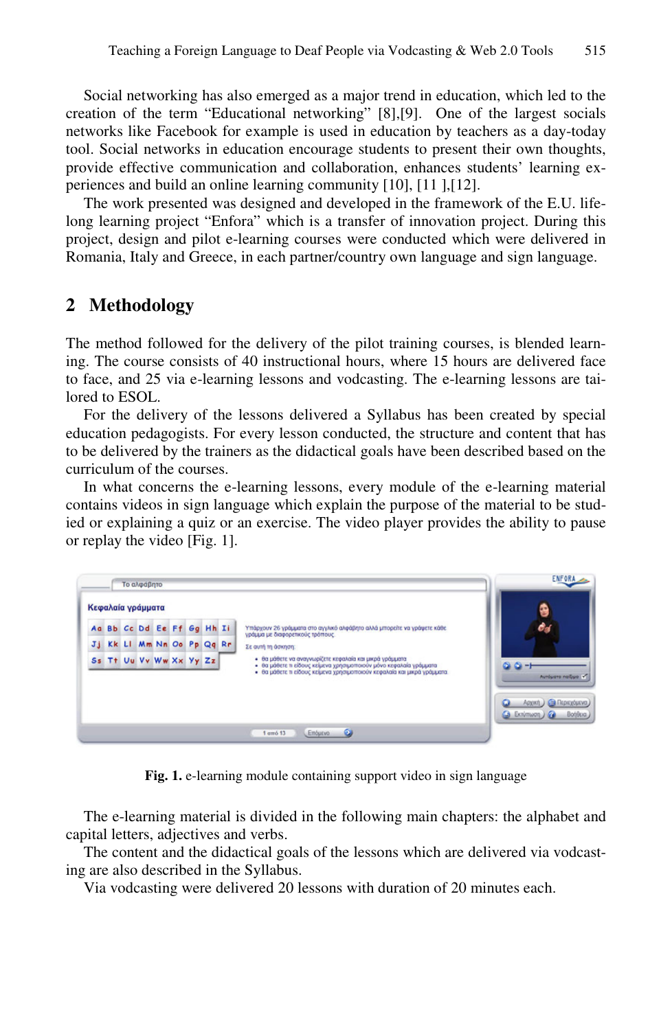Social networking has also emerged as a major trend in education, which led to the creation of the term "Educational networking" [8],[9]. One of the largest socials networks like Facebook for example is used in education by teachers as a day-today tool. Social networks in education encourage students to present their own thoughts, provide effective communication and collaboration, enhances students' learning experiences and build an online learning community [10], [11 ],[12].

The work presented was designed and developed in the framework of the E.U. lifelong learning project "Enfora" which is a transfer of innovation project. During this project, design and pilot e-learning courses were conducted which were delivered in Romania, Italy and Greece, in each partner/country own language and sign language.

## 2 Methodology

The method followed for the delivery of the pilot training courses, is blended learning. The course consists of 40 instructional hours, where 15 hours are delivered face to face, and 25 via e-learning lessons and vodcasting. The e-learning lessons are tailored to ESOL.

For the delivery of the lessons delivered a Syllabus has been created by special education pedagogists. For every lesson conducted, the structure and content that has to be delivered by the trainers as the didactical goals have been described based on the curriculum of the courses.

In what concerns the e-learning lessons, every module of the e-learning material contains videos in sign language which explain the purpose of the material to be studied or explaining a quiz or an exercise. The video player provides the ability to pause or replay the video [Fig. 1].

**Fig. 1.** e-learning module containing support video in sign language

The e-learning material is divided in the following main chapters: the alphabet and capital letters, adjectives and verbs.

The content and the didactical goals of the lessons which are delivered via vodcasting are also described in the Syllabus.

Via vodcasting were delivered 20 lessons with duration of 20 minutes each.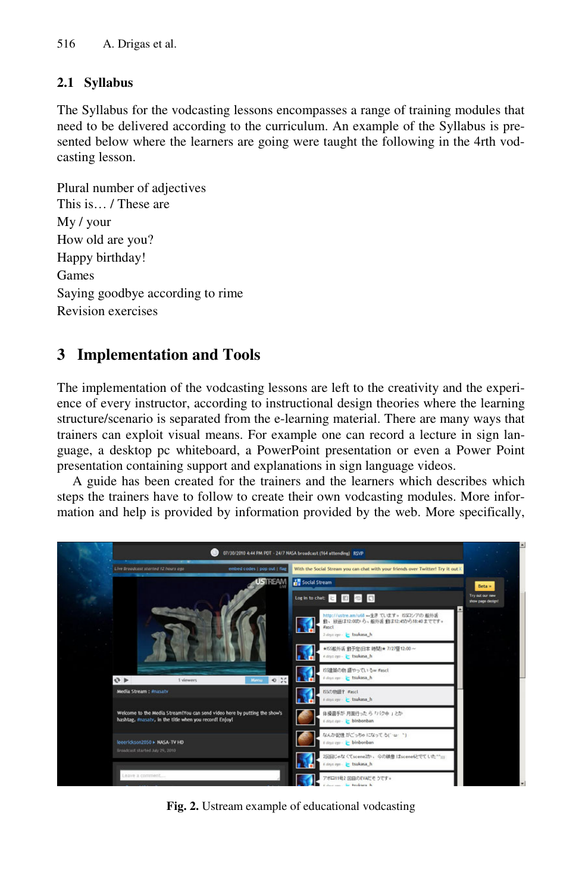### 2.1 Syllabus

The Syllabus for the vodcasting lessons encompasses a range of training modules that need to be delivered according to the curriculum. An example of the Syllabus is presented below where the learners are going were taught the following in the 4rth vodcasting lesson.

Plural number of adjectives  
This is… / These are  
My / your  
How old are you?  
Happy birthday!  
Games  
Saying goodbye according to rime  
Revision exercises

## 3 Implementation and Tools

The implementation of the vodcasting lessons are left to the creativity and the experience of every instructor, according to instructional design theories where the learning structure/scenario is separated from the e-learning material. There are many ways that trainers can exploit visual means. For example one can record a lecture in sign language, a desktop pc whiteboard, a PowerPoint presentation or even a Power Point presentation containing support and explanations in sign language videos.

A guide has been created for the trainers and the learners which describes which steps the trainers have to follow to create their own vodcasting modules. More information and help is provided by information provided by the web. More specifically,

**Fig. 2.** Ustream example of educational vodcasting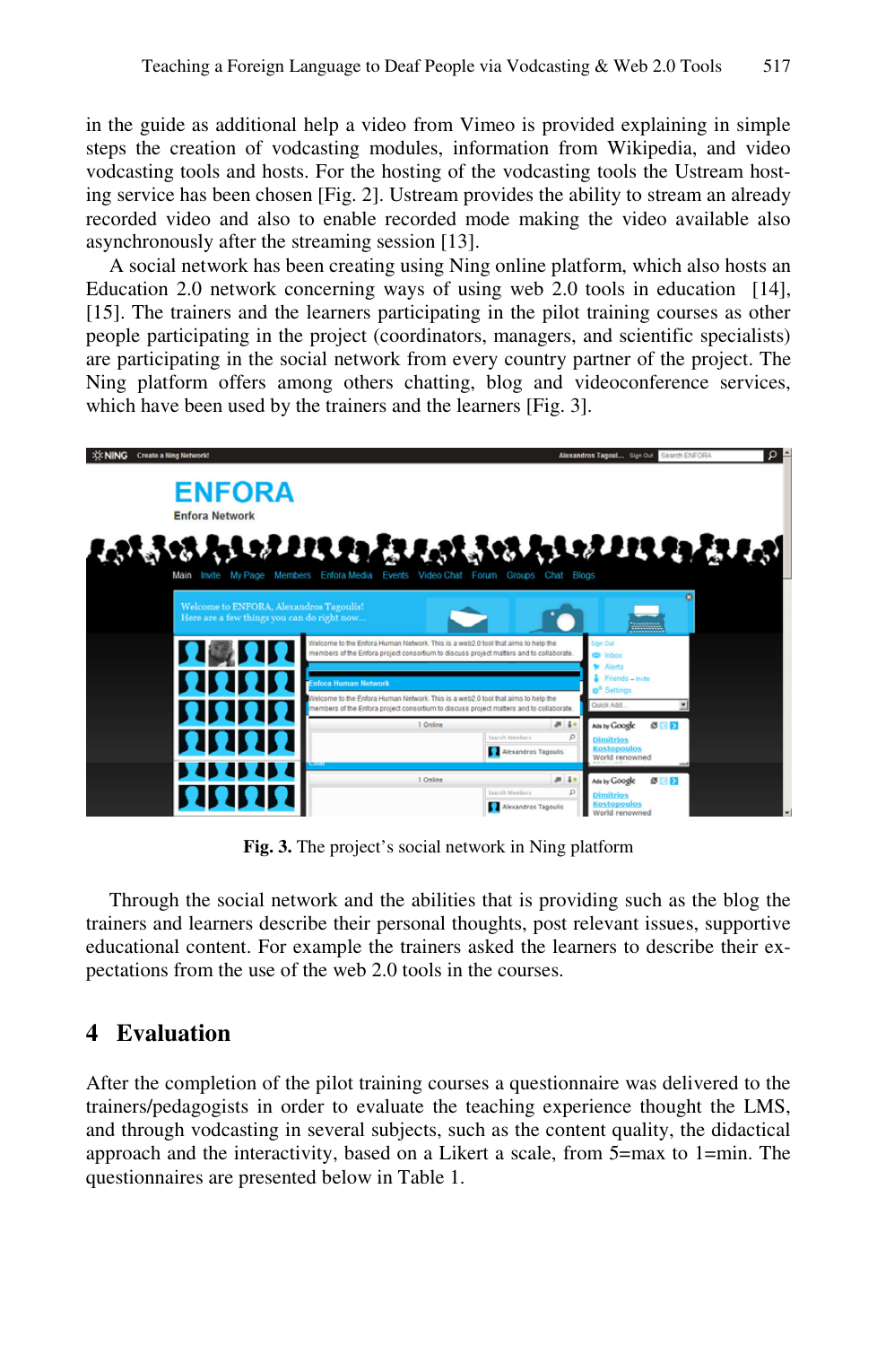in the guide as additional help a video from Vimeo is provided explaining in simple steps the creation of vodcasting modules, information from Wikipedia, and video vodcasting tools and hosts. For the hosting of the vodcasting tools the Ustream hosting service has been chosen [Fig. 2]. Ustream provides the ability to stream an already recorded video and also to enable recorded mode making the video available also asynchronously after the streaming session [13].

A social network has been creating using Ning online platform, which also hosts an Education 2.0 network concerning ways of using web 2.0 tools in education [14], [15]. The trainers and the learners participating in the pilot training courses as other people participating in the project (coordinators, managers, and scientific specialists) are participating in the social network from every country partner of the project. The Ning platform offers among others chatting, blog and videoconference services, which have been used by the trainers and the learners [Fig. 3].

**Fig. 3.** The project's social network in Ning platform

Through the social network and the abilities that is providing such as the blog the trainers and learners describe their personal thoughts, post relevant issues, supportive educational content. For example the trainers asked the learners to describe their expectations from the use of the web 2.0 tools in the courses.

## 4 Evaluation

After the completion of the pilot training courses a questionnaire was delivered to the trainers/pedagogists in order to evaluate the teaching experience thought the LMS, and through vodcasting in several subjects, such as the content quality, the didactical approach and the interactivity, based on a Likert a scale, from 5=max to 1=min. The questionnaires are presented below in Table 1.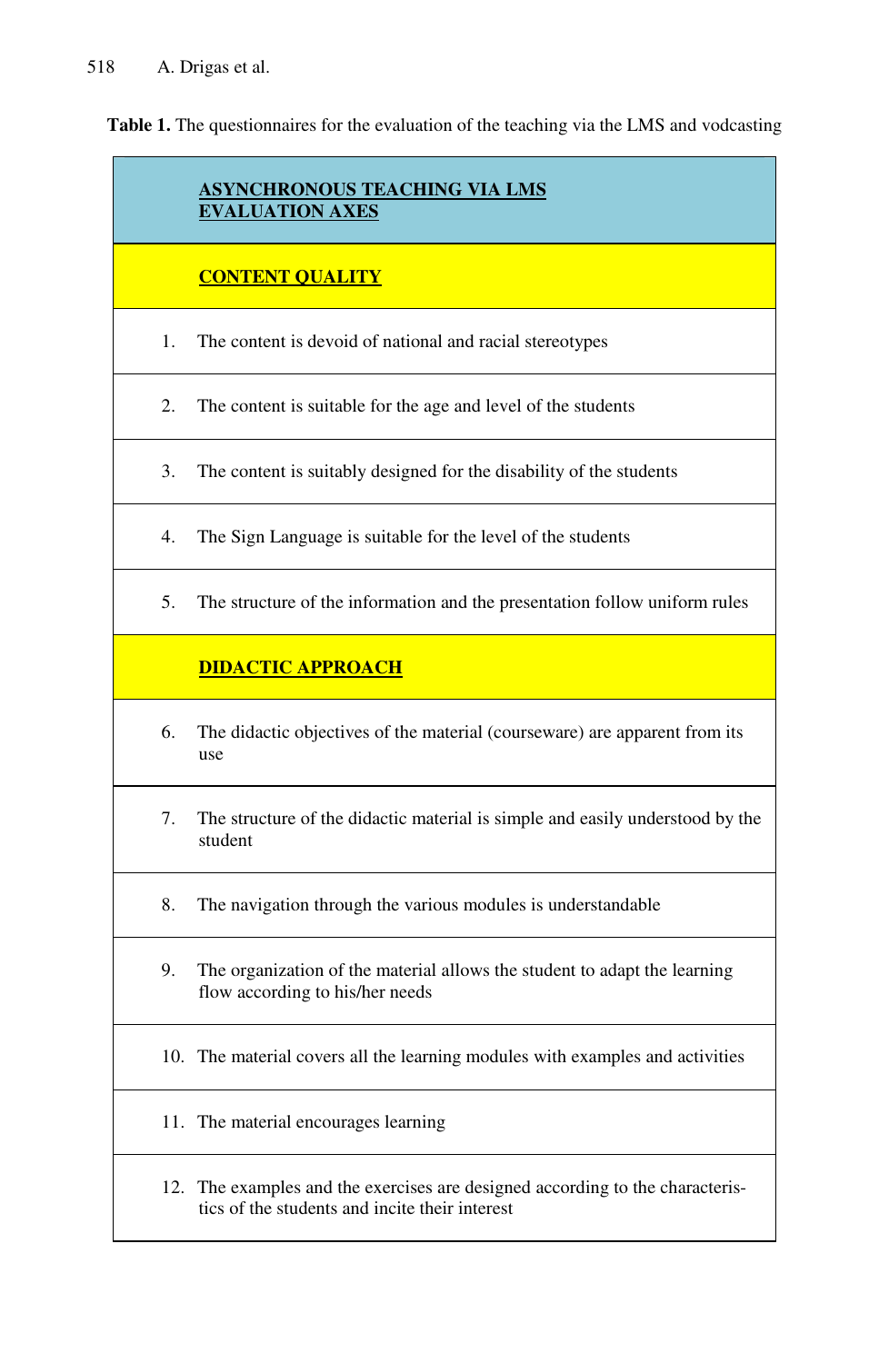**Table 1.** The questionnaires for the evaluation of the teaching via the LMS and vodcasting

| **ASYNCHRONOUS TEACHING VIA LMS EVALUATION AXES** |
|---|
| **CONTENT QUALITY** |
| 1. The content is devoid of national and racial stereotypes |
| 2. The content is suitable for the age and level of the students |
| 3. The content is suitably designed for the disability of the students |
| 4. The Sign Language is suitable for the level of the students |
| 5. The structure of the information and the presentation follow uniform rules |
| **DIDACTIC APPROACH** |
| 6. The didactic objectives of the material (courseware) are apparent from its use |
| 7. The structure of the didactic material is simple and easily understood by the student |
| 8. The navigation through the various modules is understandable |
| 9. The organization of the material allows the student to adapt the learning flow according to his/her needs |
| 10. The material covers all the learning modules with examples and activities |
| 11. The material encourages learning |
| 12. The examples and the exercises are designed according to the characteristics of the students and incite their interest |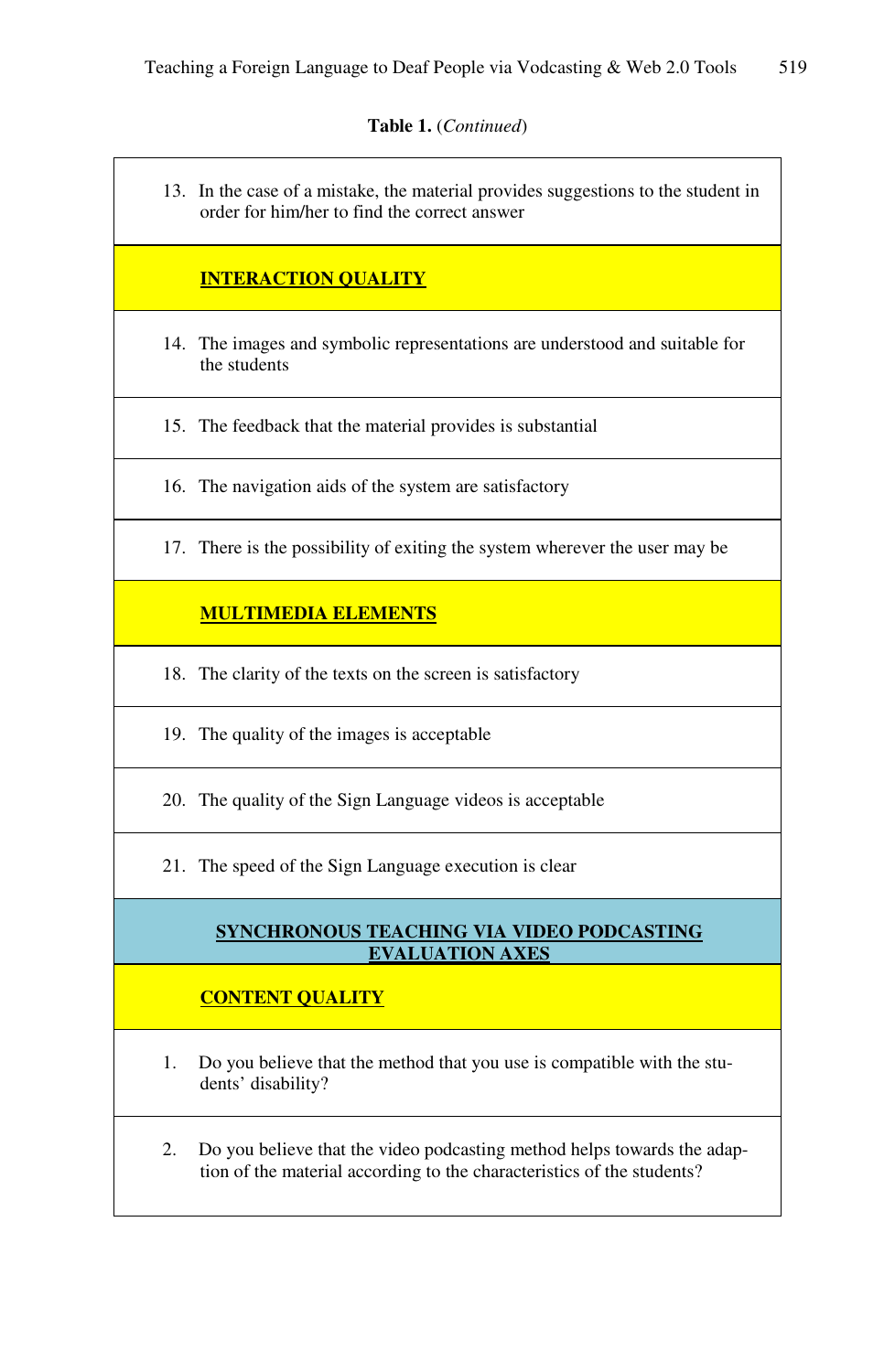**Table 1.** (*Continued*)

| |
|---|
| 13. In the case of a mistake, the material provides suggestions to the student in order for him/her to find the correct answer |
| **INTERACTION QUALITY** |
| 14. The images and symbolic representations are understood and suitable for the students |
| 15. The feedback that the material provides is substantial |
| 16. The navigation aids of the system are satisfactory |
| 17. There is the possibility of exiting the system wherever the user may be |
| **MULTIMEDIA ELEMENTS** |
| 18. The clarity of the texts on the screen is satisfactory |
| 19. The quality of the images is acceptable |
| 20. The quality of the Sign Language videos is acceptable |
| 21. The speed of the Sign Language execution is clear |
| **SYNCHRONOUS TEACHING VIA VIDEO PODCASTING EVALUATION AXES** |
| **CONTENT QUALITY** |
| 1. Do you believe that the method that you use is compatible with the students' disability? |
| 2. Do you believe that the video podcasting method helps towards the adaptation of the material according to the characteristics of the students? |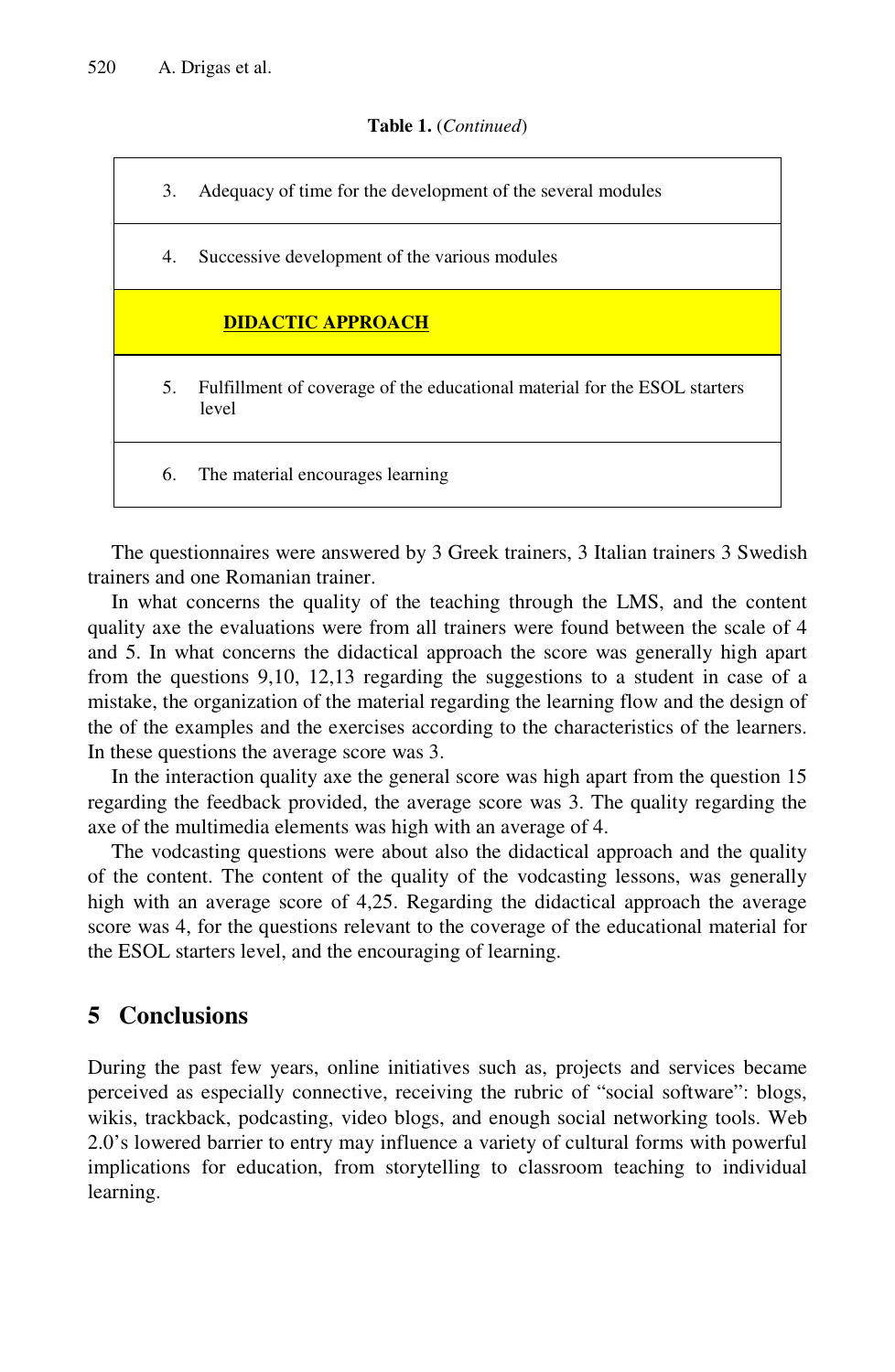**Table 1.** (*Continued*)

| |
|---|
| 3. Adequacy of time for the development of the several modules |
| 4. Successive development of the various modules |
| **DIDACTIC APPROACH** |
| 5. Fulfillment of coverage of the educational material for the ESOL starters level |
| 6. The material encourages learning |

The questionnaires were answered by 3 Greek trainers, 3 Italian trainers 3 Swedish trainers and one Romanian trainer.

In what concerns the quality of the teaching through the LMS, and the content quality axe the evaluations were from all trainers were found between the scale of 4 and 5. In what concerns the didactical approach the score was generally high apart from the questions 9,10, 12,13 regarding the suggestions to a student in case of a mistake, the organization of the material regarding the learning flow and the design of the of the examples and the exercises according to the characteristics of the learners. In these questions the average score was 3.

In the interaction quality axe the general score was high apart from the question 15 regarding the feedback provided, the average score was 3. The quality regarding the axe of the multimedia elements was high with an average of 4.

The vodcasting questions were about also the didactical approach and the quality of the content. The content of the quality of the vodcasting lessons, was generally high with an average score of 4,25. Regarding the didactical approach the average score was 4, for the questions relevant to the coverage of the educational material for the ESOL starters level, and the encouraging of learning.

## 5 Conclusions

During the past few years, online initiatives such as, projects and services became perceived as especially connective, receiving the rubric of "social software": blogs, wikis, trackback, podcasting, video blogs, and enough social networking tools. Web 2.0's lowered barrier to entry may influence a variety of cultural forms with powerful implications for education, from storytelling to classroom teaching to individual learning.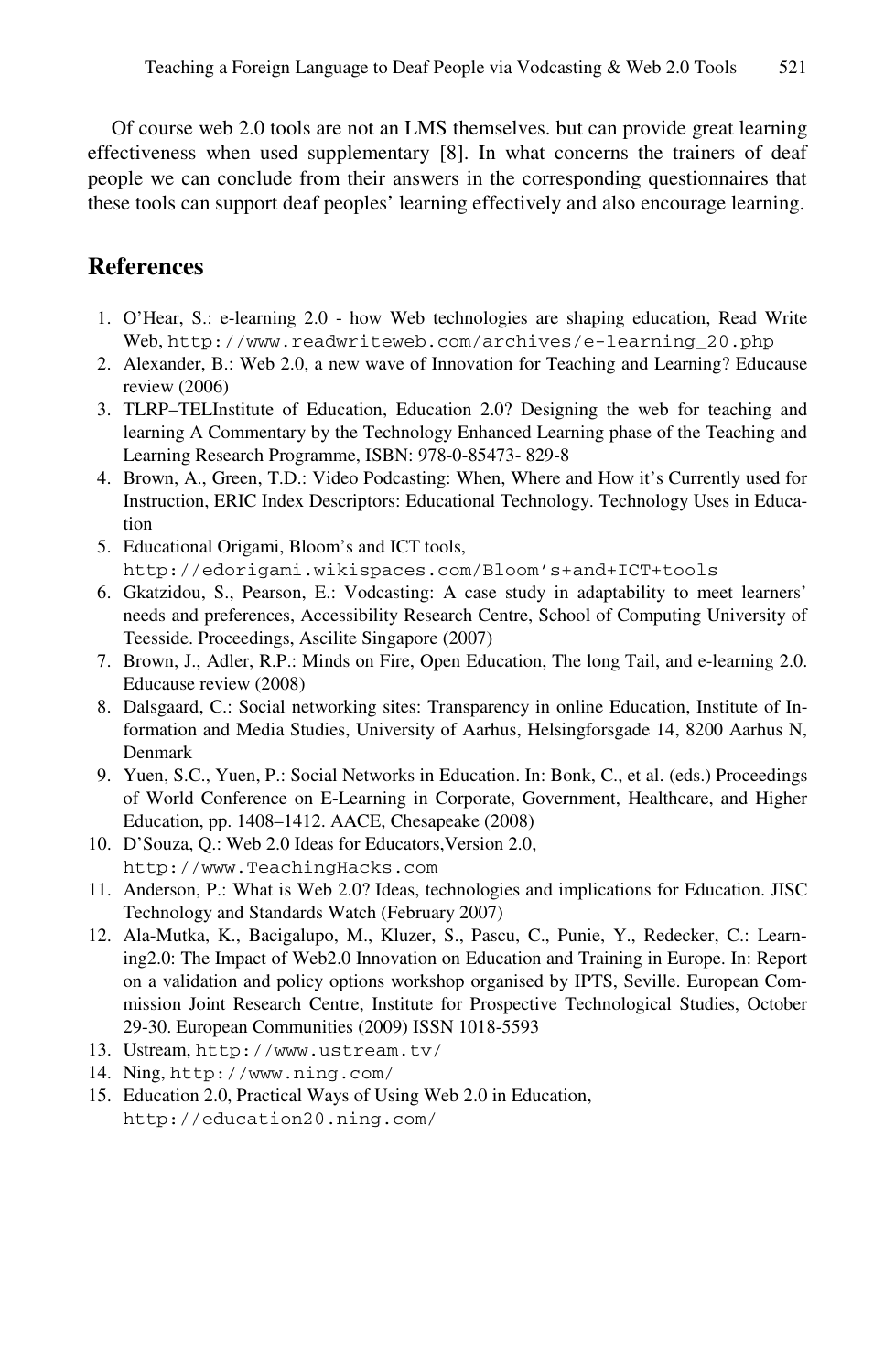Of course web 2.0 tools are not an LMS themselves. but can provide great learning effectiveness when used supplementary [8]. In what concerns the trainers of deaf people we can conclude from their answers in the corresponding questionnaires that these tools can support deaf peoples' learning effectively and also encourage learning.

## References

1. O'Hear, S.: e-learning 2.0 - how Web technologies are shaping education, Read Write Web, http://www.readwriteweb.com/archives/e-learning_20.php
2. Alexander, B.: Web 2.0, a new wave of Innovation for Teaching and Learning? Educause review (2006)
3. TLRP–TELInstitute of Education, Education 2.0? Designing the web for teaching and learning A Commentary by the Technology Enhanced Learning phase of the Teaching and Learning Research Programme, ISBN: 978-0-85473- 829-8
4. Brown, A., Green, T.D.: Video Podcasting: When, Where and How it's Currently used for Instruction, ERIC Index Descriptors: Educational Technology. Technology Uses in Education
5. Educational Origami, Bloom's and ICT tools, http://edorigami.wikispaces.com/Bloom's+and+ICT+tools
6. Gkatzidou, S., Pearson, E.: Vodcasting: A case study in adaptability to meet learners' needs and preferences, Accessibility Research Centre, School of Computing University of Teesside. Proceedings, Ascilite Singapore (2007)
7. Brown, J., Adler, R.P.: Minds on Fire, Open Education, The long Tail, and e-learning 2.0. Educause review (2008)
8. Dalsgaard, C.: Social networking sites: Transparency in online Education, Institute of Information and Media Studies, University of Aarhus, Helsingforsgade 14, 8200 Aarhus N, Denmark
9. Yuen, S.C., Yuen, P.: Social Networks in Education. In: Bonk, C., et al. (eds.) Proceedings of World Conference on E-Learning in Corporate, Government, Healthcare, and Higher Education, pp. 1408–1412. AACE, Chesapeake (2008)
10. D'Souza, Q.: Web 2.0 Ideas for Educators,Version 2.0, http://www.TeachingHacks.com
11. Anderson, P.: What is Web 2.0? Ideas, technologies and implications for Education. JISC Technology and Standards Watch (February 2007)
12. Ala-Mutka, K., Bacigalupo, M., Kluzer, S., Pascu, C., Punie, Y., Redecker, C.: Learning2.0: The Impact of Web2.0 Innovation on Education and Training in Europe. In: Report on a validation and policy options workshop organised by IPTS, Seville. European Commission Joint Research Centre, Institute for Prospective Technological Studies, October 29-30. European Communities (2009) ISSN 1018-5593
13. Ustream, http://www.ustream.tv/
14. Ning, http://www.ning.com/
15. Education 2.0, Practical Ways of Using Web 2.0 in Education, http://education20.ning.com/